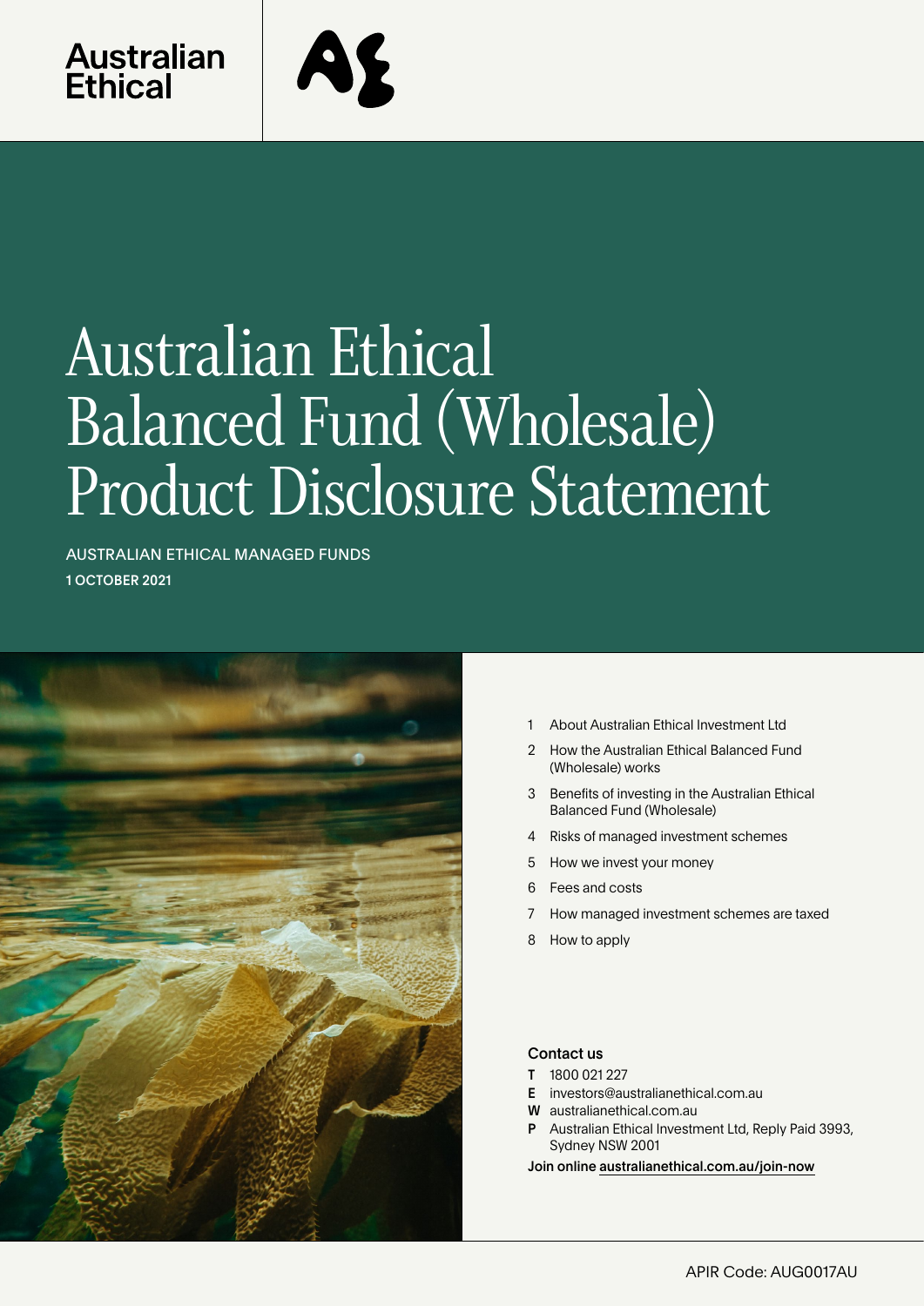Australian Ethical

# Australian Ethical Balanced Fund (Wholesale) Product Disclosure Statement

AUSTRALIAN ETHICAL MANAGED FUNDS

**1 OCTOBER 2021**

1. About Australian Ethical Investment Ltd
2. How the Australian Ethical Balanced Fund (Wholesale) works
3. Benefits of investing in the Australian Ethical Balanced Fund (Wholesale)
4. Risks of managed investment schemes
5. How we invest your money
6. Fees and costs
7. How managed investment schemes are taxed
8. How to apply

### Contact us

**T** 1800 021 227
**E** investors@australianethical.com.au
**W** australianethical.com.au
**P** Australian Ethical Investment Ltd, Reply Paid 3993, Sydney NSW 2001

**Join online** australianethical.com.au/join-now

APIR Code: AUG0017AU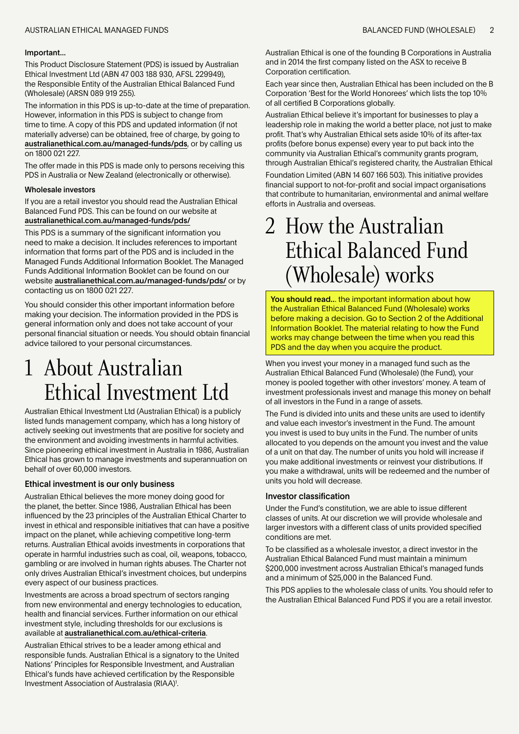#### Important...

This Product Disclosure Statement (PDS) is issued by Australian Ethical Investment Ltd (ABN 47 003 188 930, AFSL 229949), the Responsible Entity of the Australian Ethical Balanced Fund (Wholesale) (ARSN 089 919 255).

The information in this PDS is up-to-date at the time of preparation. However, information in this PDS is subject to change from time to time. A copy of this PDS and updated information (if not materially adverse) can be obtained, free of charge, by going to **australianethical.com.au/managed-funds/pds**, or by calling us on 1800 021 227.

The offer made in this PDS is made only to persons receiving this PDS in Australia or New Zealand (electronically or otherwise).

#### Wholesale investors

If you are a retail investor you should read the Australian Ethical Balanced Fund PDS. This can be found on our website at **australianethical.com.au/managed-funds/pds/**

This PDS is a summary of the significant information you need to make a decision. It includes references to important information that forms part of the PDS and is included in the Managed Funds Additional Information Booklet. The Managed Funds Additional Information Booklet can be found on our website **australianethical.com.au/managed-funds/pds/** or by contacting us on 1800 021 227.

You should consider this other important information before making your decision. The information provided in the PDS is general information only and does not take account of your personal financial situation or needs. You should obtain financial advice tailored to your personal circumstances.

# 1 About Australian Ethical Investment Ltd

Australian Ethical Investment Ltd (Australian Ethical) is a publicly listed funds management company, which has a long history of actively seeking out investments that are positive for society and the environment and avoiding investments in harmful activities. Since pioneering ethical investment in Australia in 1986, Australian Ethical has grown to manage investments and superannuation on behalf of over 60,000 investors.

### Ethical investment is our only business

Australian Ethical believes the more money doing good for the planet, the better. Since 1986, Australian Ethical has been influenced by the 23 principles of the Australian Ethical Charter to invest in ethical and responsible initiatives that can have a positive impact on the planet, while achieving competitive long-term returns. Australian Ethical avoids investments in corporations that operate in harmful industries such as coal, oil, weapons, tobacco, gambling or are involved in human rights abuses. The Charter not only drives Australian Ethical's investment choices, but underpins every aspect of our business practices.

Investments are across a broad spectrum of sectors ranging from new environmental and energy technologies to education, health and financial services. Further information on our ethical investment style, including thresholds for our exclusions is available at **australianethical.com.au/ethical-criteria**.

Australian Ethical strives to be a leader among ethical and responsible funds. Australian Ethical is a signatory to the United Nations' Principles for Responsible Investment, and Australian Ethical's funds have achieved certification by the Responsible Investment Association of Australasia (RIAA)[1].

Australian Ethical is one of the founding B Corporations in Australia and in 2014 the first company listed on the ASX to receive B Corporation certification.

Each year since then, Australian Ethical has been included on the B Corporation 'Best for the World Honorees' which lists the top 10% of all certified B Corporations globally.

Australian Ethical believe it's important for businesses to play a leadership role in making the world a better place, not just to make profit. That's why Australian Ethical sets aside 10% of its after-tax profits (before bonus expense) every year to put back into the community via Australian Ethical's community grants program, through Australian Ethical's registered charity, the Australian Ethical Foundation Limited (ABN 14 607 166 503). This initiative provides financial support to not-for-profit and social impact organisations that contribute to humanitarian, environmental and animal welfare efforts in Australia and overseas.

# 2 How the Australian Ethical Balanced Fund (Wholesale) works

**You should read...** the important information about how the Australian Ethical Balanced Fund (Wholesale) works before making a decision. Go to Section 2 of the Additional Information Booklet. The material relating to how the Fund works may change between the time when you read this PDS and the day when you acquire the product.

When you invest your money in a managed fund such as the Australian Ethical Balanced Fund (Wholesale) (the Fund), your money is pooled together with other investors' money. A team of investment professionals invest and manage this money on behalf of all investors in the Fund in a range of assets.

The Fund is divided into units and these units are used to identify and value each investor's investment in the Fund. The amount you invest is used to buy units in the Fund. The number of units allocated to you depends on the amount you invest and the value of a unit on that day. The number of units you hold will increase if you make additional investments or reinvest your distributions. If you make a withdrawal, units will be redeemed and the number of units you hold will decrease.

### Investor classification

Under the Fund's constitution, we are able to issue different classes of units. At our discretion we will provide wholesale and larger investors with a different class of units provided specified conditions are met.

To be classified as a wholesale investor, a direct investor in the Australian Ethical Balanced Fund must maintain a minimum $200,000 investment across Australian Ethical's managed funds and a minimum of $25,000 in the Balanced Fund.

This PDS applies to the wholesale class of units. You should refer to the Australian Ethical Balanced Fund PDS if you are a retail investor.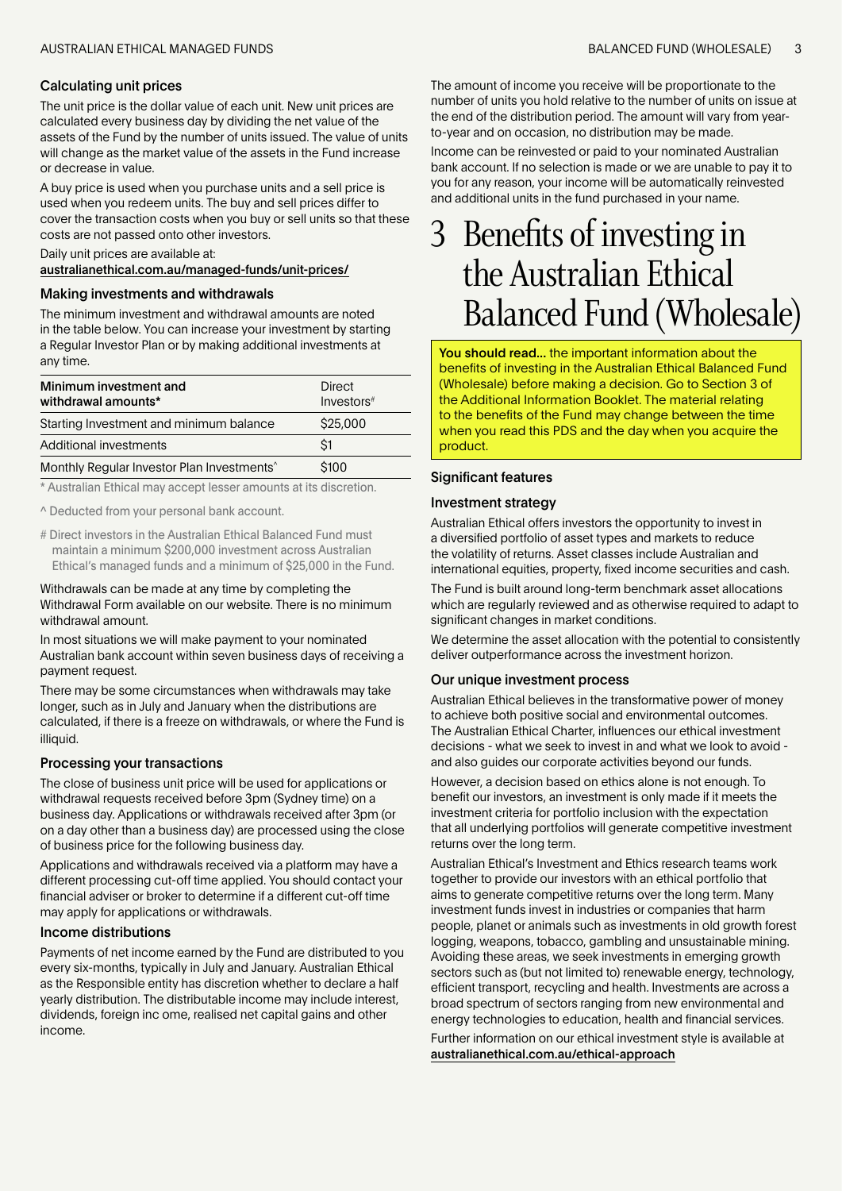### Calculating unit prices

The unit price is the dollar value of each unit. New unit prices are calculated every business day by dividing the net value of the assets of the Fund by the number of units issued. The value of units will change as the market value of the assets in the Fund increase or decrease in value.

A buy price is used when you purchase units and a sell price is used when you redeem units. The buy and sell prices differ to cover the transaction costs when you buy or sell units so that these costs are not passed onto other investors.

Daily unit prices are available at:
australianethical.com.au/managed-funds/unit-prices/

### Making investments and withdrawals

The minimum investment and withdrawal amounts are noted in the table below. You can increase your investment by starting a Regular Investor Plan or by making additional investments at any time.

| Minimum investment and withdrawal amounts* | Direct Investors# |
|---|---|
| Starting Investment and minimum balance | $25,000 |
| Additional investments | $1 |
| Monthly Regular Investor Plan Investments^ | $100 |

\* Australian Ethical may accept lesser amounts at its discretion.

^ Deducted from your personal bank account.

# Direct investors in the Australian Ethical Balanced Fund must maintain a minimum $200,000 investment across Australian Ethical's managed funds and a minimum of $25,000 in the Fund.

Withdrawals can be made at any time by completing the Withdrawal Form available on our website. There is no minimum withdrawal amount.

In most situations we will make payment to your nominated Australian bank account within seven business days of receiving a payment request.

There may be some circumstances when withdrawals may take longer, such as in July and January when the distributions are calculated, if there is a freeze on withdrawals, or where the Fund is illiquid.

### Processing your transactions

The close of business unit price will be used for applications or withdrawal requests received before 3pm (Sydney time) on a business day. Applications or withdrawals received after 3pm (or on a day other than a business day) are processed using the close of business price for the following business day.

Applications and withdrawals received via a platform may have a different processing cut-off time applied. You should contact your financial adviser or broker to determine if a different cut-off time may apply for applications or withdrawals.

### Income distributions

Payments of net income earned by the Fund are distributed to you every six-months, typically in July and January. Australian Ethical as the Responsible entity has discretion whether to declare a half yearly distribution. The distributable income may include interest, dividends, foreign inc ome, realised net capital gains and other income.

The amount of income you receive will be proportionate to the number of units you hold relative to the number of units on issue at the end of the distribution period. The amount will vary from year-to-year and on occasion, no distribution may be made.

Income can be reinvested or paid to your nominated Australian bank account. If no selection is made or we are unable to pay it to you for any reason, your income will be automatically reinvested and additional units in the fund purchased in your name.

# 3 Benefits of investing in the Australian Ethical Balanced Fund (Wholesale)

**You should read...** the important information about the benefits of investing in the Australian Ethical Balanced Fund (Wholesale) before making a decision. Go to Section 3 of the Additional Information Booklet. The material relating to the benefits of the Fund may change between the time when you read this PDS and the day when you acquire the product.

### Significant features

### Investment strategy

Australian Ethical offers investors the opportunity to invest in a diversified portfolio of asset types and markets to reduce the volatility of returns. Asset classes include Australian and international equities, property, fixed income securities and cash.

The Fund is built around long-term benchmark asset allocations which are regularly reviewed and as otherwise required to adapt to significant changes in market conditions.

We determine the asset allocation with the potential to consistently deliver outperformance across the investment horizon.

### Our unique investment process

Australian Ethical believes in the transformative power of money to achieve both positive social and environmental outcomes. The Australian Ethical Charter, influences our ethical investment decisions - what we seek to invest in and what we look to avoid - and also guides our corporate activities beyond our funds.

However, a decision based on ethics alone is not enough. To benefit our investors, an investment is only made if it meets the investment criteria for portfolio inclusion with the expectation that all underlying portfolios will generate competitive investment returns over the long term.

Australian Ethical's Investment and Ethics research teams work together to provide our investors with an ethical portfolio that aims to generate competitive returns over the long term. Many investment funds invest in industries or companies that harm people, planet or animals such as investments in old growth forest logging, weapons, tobacco, gambling and unsustainable mining. Avoiding these areas, we seek investments in emerging growth sectors such as (but not limited to) renewable energy, technology, efficient transport, recycling and health. Investments are across a broad spectrum of sectors ranging from new environmental and energy technologies to education, health and financial services.

Further information on our ethical investment style is available at australianethical.com.au/ethical-approach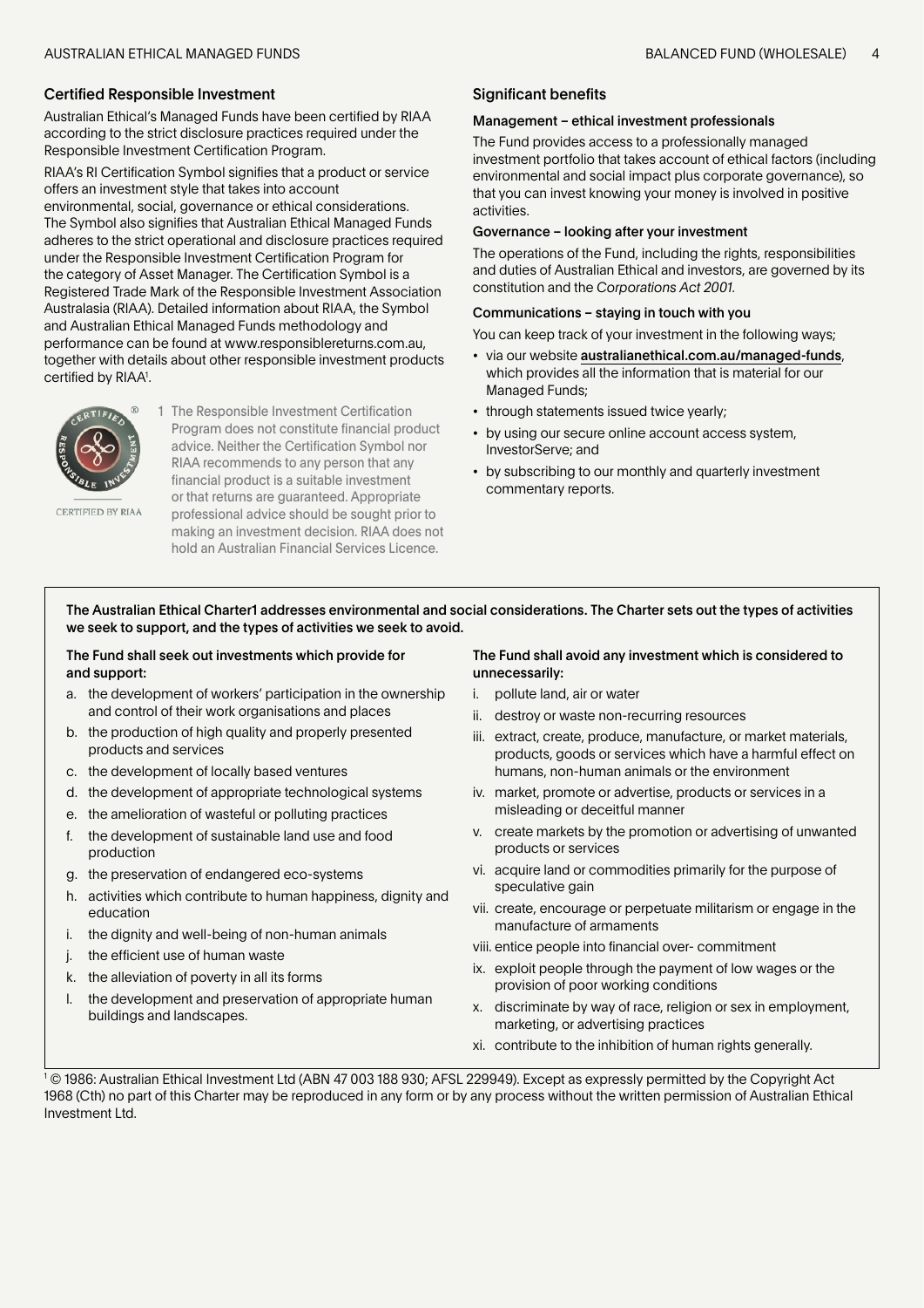## Certified Responsible Investment

Australian Ethical's Managed Funds have been certified by RIAA according to the strict disclosure practices required under the Responsible Investment Certification Program.

RIAA's RI Certification Symbol signifies that a product or service offers an investment style that takes into account environmental, social, governance or ethical considerations. The Symbol also signifies that Australian Ethical Managed Funds adheres to the strict operational and disclosure practices required under the Responsible Investment Certification Program for the category of Asset Manager. The Certification Symbol is a Registered Trade Mark of the Responsible Investment Association Australasia (RIAA). Detailed information about RIAA, the Symbol and Australian Ethical Managed Funds methodology and performance can be found at www.responsiblereturns.com.au, together with details about other responsible investment products certified by RIAA[1].

CERTIFIED BY RIAA

1 The Responsible Investment Certification Program does not constitute financial product advice. Neither the Certification Symbol nor RIAA recommends to any person that any financial product is a suitable investment or that returns are guaranteed. Appropriate professional advice should be sought prior to making an investment decision. RIAA does not hold an Australian Financial Services Licence.

## Significant benefits

### Management – ethical investment professionals

The Fund provides access to a professionally managed investment portfolio that takes account of ethical factors (including environmental and social impact plus corporate governance), so that you can invest knowing your money is involved in positive activities.

### Governance – looking after your investment

The operations of the Fund, including the rights, responsibilities and duties of Australian Ethical and investors, are governed by its constitution and the *Corporations Act 2001.*

### Communications – staying in touch with you

You can keep track of your investment in the following ways;

- via our website **australianethical.com.au/managed-funds**, which provides all the information that is material for our Managed Funds;
- through statements issued twice yearly;
- by using our secure online account access system, InvestorServe; and
- by subscribing to our monthly and quarterly investment commentary reports.

**The Australian Ethical Charter1 addresses environmental and social considerations. The Charter sets out the types of activities we seek to support, and the types of activities we seek to avoid.**

**The Fund shall seek out investments which provide for and support:**

a. the development of workers' participation in the ownership and control of their work organisations and places
b. the production of high quality and properly presented products and services
c. the development of locally based ventures
d. the development of appropriate technological systems
e. the amelioration of wasteful or polluting practices
f. the development of sustainable land use and food production
g. the preservation of endangered eco-systems
h. activities which contribute to human happiness, dignity and education
i. the dignity and well-being of non-human animals
j. the efficient use of human waste
k. the alleviation of poverty in all its forms
l. the development and preservation of appropriate human buildings and landscapes.

**The Fund shall avoid any investment which is considered to unnecessarily:**

i. pollute land, air or water
ii. destroy or waste non-recurring resources
iii. extract, create, produce, manufacture, or market materials, products, goods or services which have a harmful effect on humans, non-human animals or the environment
iv. market, promote or advertise, products or services in a misleading or deceitful manner
v. create markets by the promotion or advertising of unwanted products or services
vi. acquire land or commodities primarily for the purpose of speculative gain
vii. create, encourage or perpetuate militarism or engage in the manufacture of armaments
viii. entice people into financial over- commitment
ix. exploit people through the payment of low wages or the provision of poor working conditions
x. discriminate by way of race, religion or sex in employment, marketing, or advertising practices
xi. contribute to the inhibition of human rights generally.

[1] © 1986: Australian Ethical Investment Ltd (ABN 47 003 188 930; AFSL 229949). Except as expressly permitted by the Copyright Act 1968 (Cth) no part of this Charter may be reproduced in any form or by any process without the written permission of Australian Ethical Investment Ltd.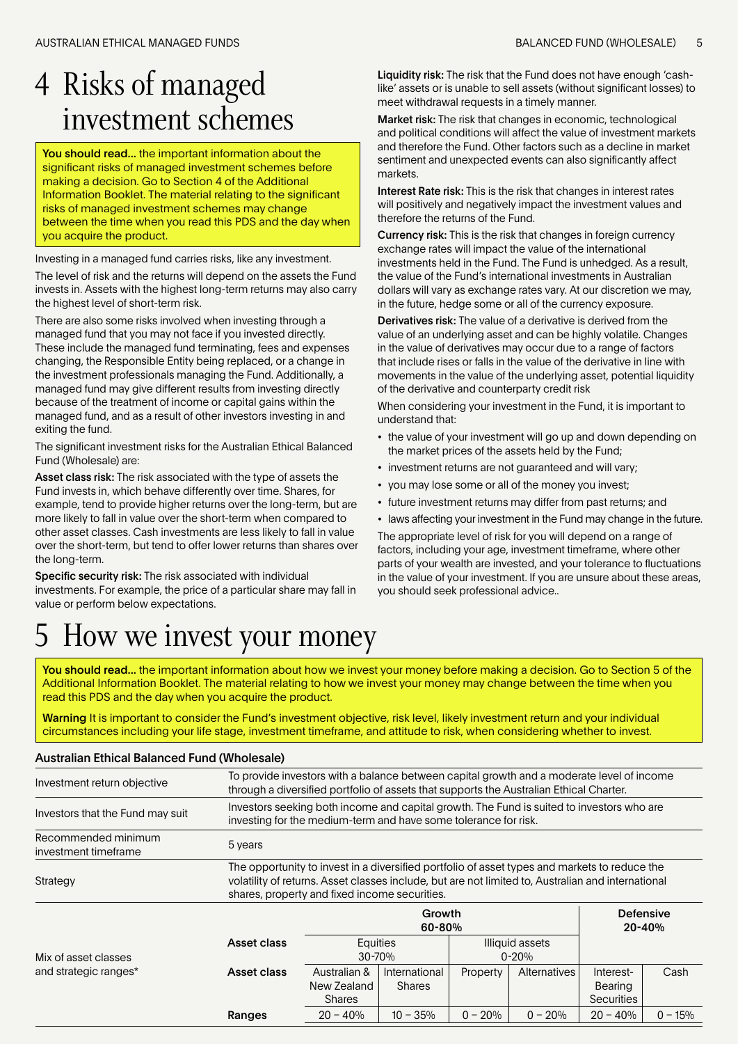# 4 Risks of managed investment schemes

**You should read...** the important information about the significant risks of managed investment schemes before making a decision. Go to Section 4 of the Additional Information Booklet. The material relating to the significant risks of managed investment schemes may change between the time when you read this PDS and the day when you acquire the product.

Investing in a managed fund carries risks, like any investment.

The level of risk and the returns will depend on the assets the Fund invests in. Assets with the highest long-term returns may also carry the highest level of short-term risk.

There are also some risks involved when investing through a managed fund that you may not face if you invested directly. These include the managed fund terminating, fees and expenses changing, the Responsible Entity being replaced, or a change in the investment professionals managing the Fund. Additionally, a managed fund may give different results from investing directly because of the treatment of income or capital gains within the managed fund, and as a result of other investors investing in and exiting the fund.

The significant investment risks for the Australian Ethical Balanced Fund (Wholesale) are:

**Asset class risk:** The risk associated with the type of assets the Fund invests in, which behave differently over time. Shares, for example, tend to provide higher returns over the long-term, but are more likely to fall in value over the short-term when compared to other asset classes. Cash investments are less likely to fall in value over the short-term, but tend to offer lower returns than shares over the long-term.

**Specific security risk:** The risk associated with individual investments. For example, the price of a particular share may fall in value or perform below expectations.

**Liquidity risk:** The risk that the Fund does not have enough 'cash-like' assets or is unable to sell assets (without significant losses) to meet withdrawal requests in a timely manner.

**Market risk:** The risk that changes in economic, technological and political conditions will affect the value of investment markets and therefore the Fund. Other factors such as a decline in market sentiment and unexpected events can also significantly affect markets.

**Interest Rate risk:** This is the risk that changes in interest rates will positively and negatively impact the investment values and therefore the returns of the Fund.

**Currency risk:** This is the risk that changes in foreign currency exchange rates will impact the value of the international investments held in the Fund. The Fund is unhedged. As a result, the value of the Fund's international investments in Australian dollars will vary as exchange rates vary. At our discretion we may, in the future, hedge some or all of the currency exposure.

**Derivatives risk:** The value of a derivative is derived from the value of an underlying asset and can be highly volatile. Changes in the value of derivatives may occur due to a range of factors that include rises or falls in the value of the derivative in line with movements in the value of the underlying asset, potential liquidity of the derivative and counterparty credit risk

When considering your investment in the Fund, it is important to understand that:

- the value of your investment will go up and down depending on the market prices of the assets held by the Fund;
- investment returns are not guaranteed and will vary;
- you may lose some or all of the money you invest;
- future investment returns may differ from past returns; and
- laws affecting your investment in the Fund may change in the future.

The appropriate level of risk for you will depend on a range of factors, including your age, investment timeframe, where other parts of your wealth are invested, and your tolerance to fluctuations in the value of your investment. If you are unsure about these areas, you should seek professional advice..

# 5 How we invest your money

**You should read...** the important information about how we invest your money before making a decision. Go to Section 5 of the Additional Information Booklet. The material relating to how we invest your money may change between the time when you read this PDS and the day when you acquire the product.

**Warning** It is important to consider the Fund's investment objective, risk level, likely investment return and your individual circumstances including your life stage, investment timeframe, and attitude to risk, when considering whether to invest.

**Australian Ethical Balanced Fund (Wholesale)**

| | |
|---|---|
| Investment return objective | To provide investors with a balance between capital growth and a moderate level of income through a diversified portfolio of assets that supports the Australian Ethical Charter. |
| Investors that the Fund may suit | Investors seeking both income and capital growth. The Fund is suited to investors who are investing for the medium-term and have some tolerance for risk. |
| Recommended minimum investment timeframe | 5 years |
| Strategy | The opportunity to invest in a diversified portfolio of asset types and markets to reduce the volatility of returns. Asset classes include, but are not limited to, Australian and international shares, property and fixed income securities. |

| Mix of asset classes and strategic ranges* | | Growth 60-80% | | | | Defensive 20-40% | |
|---|---|---|---|---|---|---|---|
| | **Asset class** | Equities 30-70% | | Illiquid assets 0-20% | | | |
| | **Asset class** | Australian & New Zealand Shares | International Shares | Property | Alternatives | Interest-Bearing Securities | Cash |
| | **Ranges** | 20 – 40% | 10 – 35% | 0 – 20% | 0 – 20% | 20 – 40% | 0 – 15% |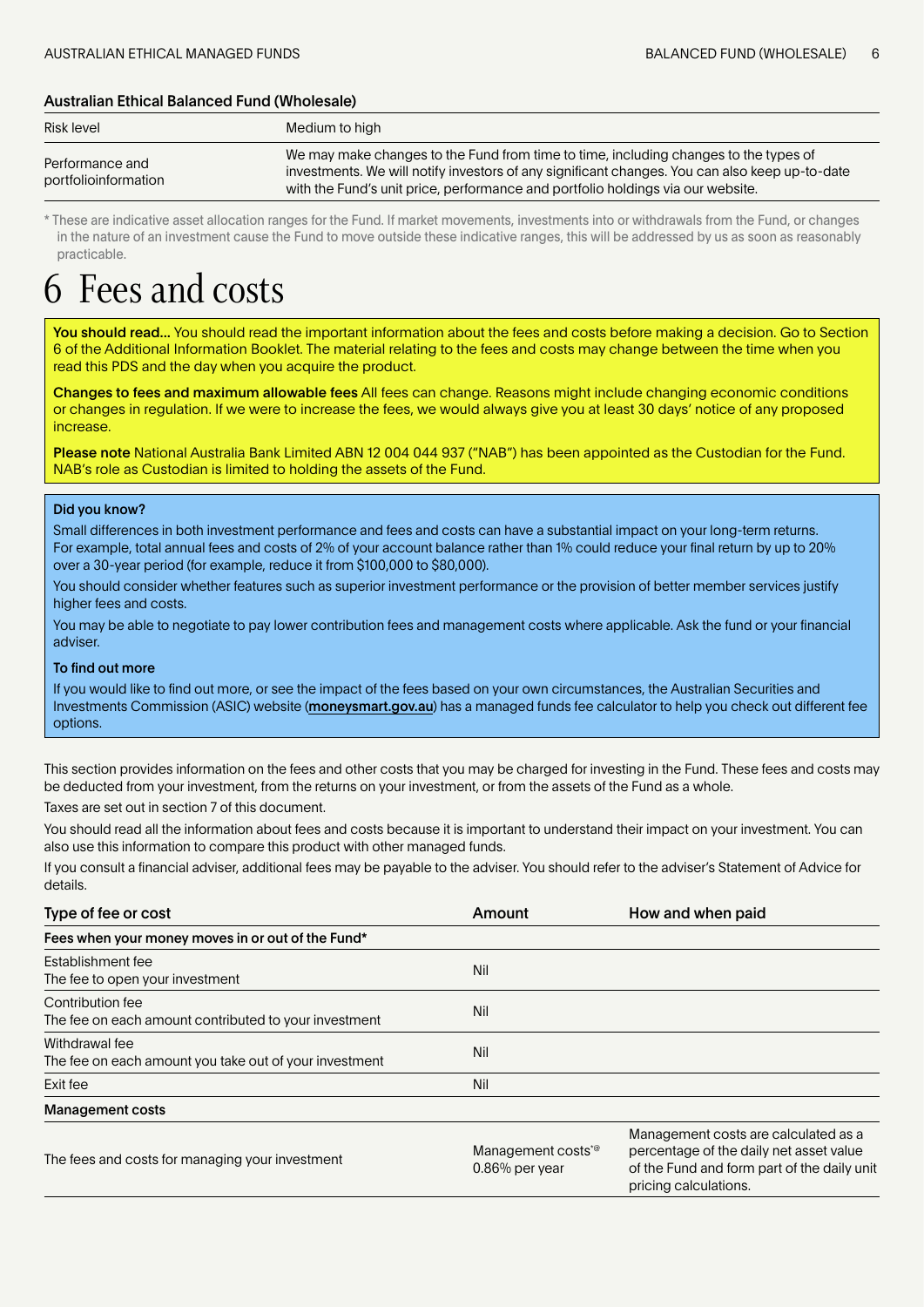**Australian Ethical Balanced Fund (Wholesale)**

| | |
|---|---|
| Risk level | Medium to high |
| Performance and portfolioinformation | We may make changes to the Fund from time to time, including changes to the types of investments. We will notify investors of any significant changes. You can also keep up-to-date with the Fund's unit price, performance and portfolio holdings via our website. |

\* These are indicative asset allocation ranges for the Fund. If market movements, investments into or withdrawals from the Fund, or changes in the nature of an investment cause the Fund to move outside these indicative ranges, this will be addressed by us as soon as reasonably practicable.

# 6 Fees and costs

**You should read...** You should read the important information about the fees and costs before making a decision. Go to Section 6 of the Additional Information Booklet. The material relating to the fees and costs may change between the time when you read this PDS and the day when you acquire the product.

**Changes to fees and maximum allowable fees** All fees can change. Reasons might include changing economic conditions or changes in regulation. If we were to increase the fees, we would always give you at least 30 days' notice of any proposed increase.

**Please note** National Australia Bank Limited ABN 12 004 044 937 ("NAB") has been appointed as the Custodian for the Fund. NAB's role as Custodian is limited to holding the assets of the Fund.

**Did you know?**

Small differences in both investment performance and fees and costs can have a substantial impact on your long-term returns. For example, total annual fees and costs of 2% of your account balance rather than 1% could reduce your final return by up to 20% over a 30-year period (for example, reduce it from $100,000 to $80,000).

You should consider whether features such as superior investment performance or the provision of better member services justify higher fees and costs.

You may be able to negotiate to pay lower contribution fees and management costs where applicable. Ask the fund or your financial adviser.

**To find out more**

If you would like to find out more, or see the impact of the fees based on your own circumstances, the Australian Securities and Investments Commission (ASIC) website (**moneysmart.gov.au**) has a managed funds fee calculator to help you check out different fee options.

This section provides information on the fees and other costs that you may be charged for investing in the Fund. These fees and costs may be deducted from your investment, from the returns on your investment, or from the assets of the Fund as a whole.

Taxes are set out in section 7 of this document.

You should read all the information about fees and costs because it is important to understand their impact on your investment. You can also use this information to compare this product with other managed funds.

If you consult a financial adviser, additional fees may be payable to the adviser. You should refer to the adviser's Statement of Advice for details.

| Type of fee or cost | Amount | How and when paid |
|---|---|---|
| **Fees when your money moves in or out of the Fund*** | | |
| Establishment fee<br>The fee to open your investment | Nil | |
| Contribution fee<br>The fee on each amount contributed to your investment | Nil | |
| Withdrawal fee<br>The fee on each amount you take out of your investment | Nil | |
| Exit fee | Nil | |
| **Management costs** | | |
| The fees and costs for managing your investment | Management costs*@<br>0.86% per year | Management costs are calculated as a percentage of the daily net asset value of the Fund and form part of the daily unit pricing calculations. |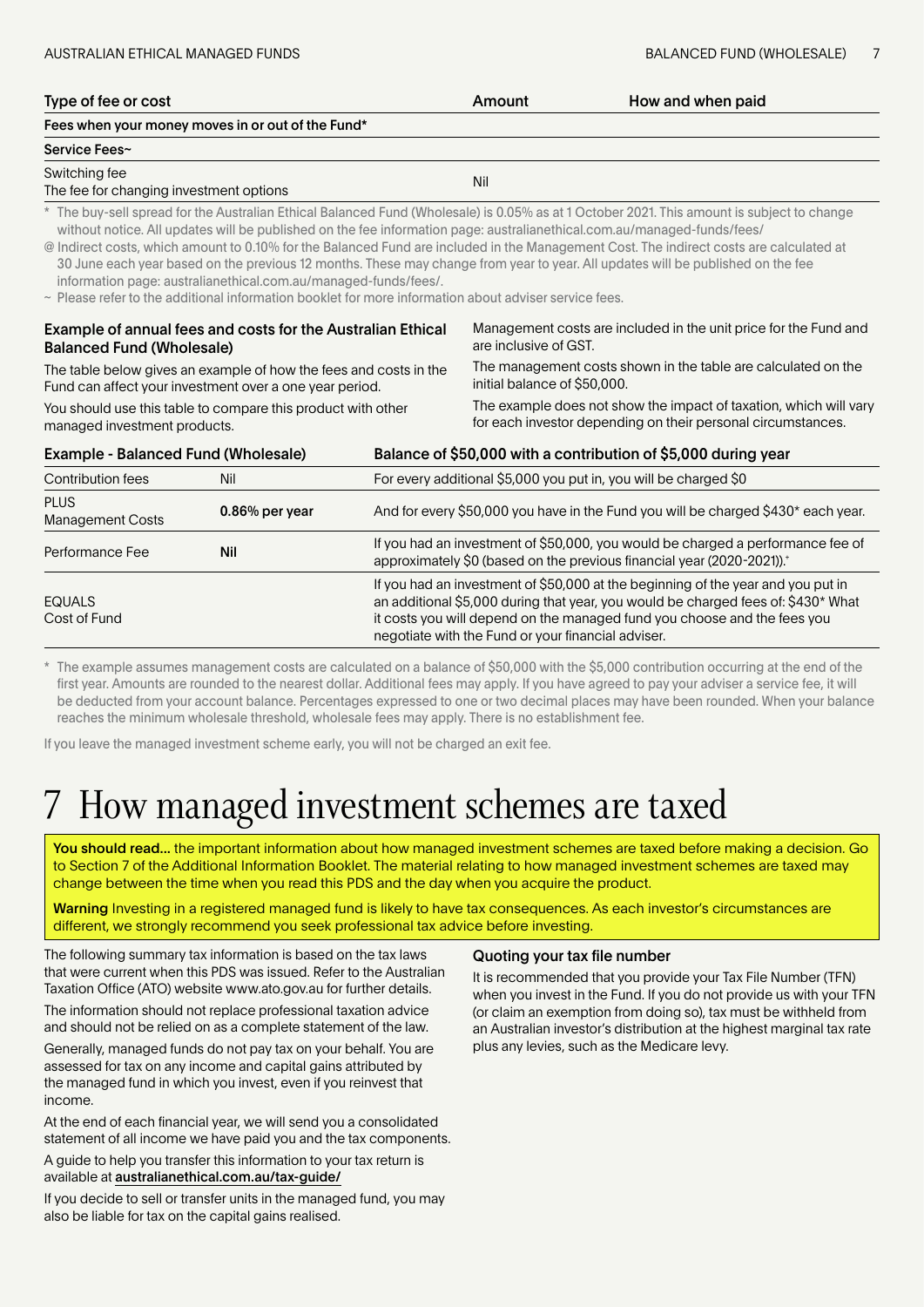| Type of fee or cost | Amount | How and when paid |
|---|---|---|
| **Fees when your money moves in or out of the Fund*** | | |
| **Service Fees~** | | |
| Switching fee<br>The fee for changing investment options | Nil | |

\* The buy-sell spread for the Australian Ethical Balanced Fund (Wholesale) is 0.05% as at 1 October 2021. This amount is subject to change without notice. All updates will be published on the fee information page: australianethical.com.au/managed-funds/fees/

@ Indirect costs, which amount to 0.10% for the Balanced Fund are included in the Management Cost. The indirect costs are calculated at 30 June each year based on the previous 12 months. These may change from year to year. All updates will be published on the fee information page: australianethical.com.au/managed-funds/fees/.

~ Please refer to the additional information booklet for more information about adviser service fees.

### Example of annual fees and costs for the Australian Ethical Balanced Fund (Wholesale)

The table below gives an example of how the fees and costs in the Fund can affect your investment over a one year period.

You should use this table to compare this product with other managed investment products.

Management costs are included in the unit price for the Fund and are inclusive of GST.

The management costs shown in the table are calculated on the initial balance of $50,000.

The example does not show the impact of taxation, which will vary for each investor depending on their personal circumstances.

| Example - Balanced Fund (Wholesale) | | Balance of $50,000 with a contribution of $5,000 during year |
|---|---|---|
| Contribution fees | Nil | For every additional $5,000 you put in, you will be charged $0 |
| PLUS<br>Management Costs | **0.86% per year** | And for every $50,000 you have in the Fund you will be charged $430* each year. |
| Performance Fee | **Nil** | If you had an investment of $50,000, you would be charged a performance fee of approximately $0 (based on the previous financial year (2020-2021)).+ |
| EQUALS<br>Cost of Fund | | If you had an investment of $50,000 at the beginning of the year and you put in an additional $5,000 during that year, you would be charged fees of: $430* What it costs you will depend on the managed fund you choose and the fees you negotiate with the Fund or your financial adviser. |

\* The example assumes management costs are calculated on a balance of $50,000 with the $5,000 contribution occurring at the end of the first year. Amounts are rounded to the nearest dollar. Additional fees may apply. If you have agreed to pay your adviser a service fee, it will be deducted from your account balance. Percentages expressed to one or two decimal places may have been rounded. When your balance reaches the minimum wholesale threshold, wholesale fees may apply. There is no establishment fee.

If you leave the managed investment scheme early, you will not be charged an exit fee.

# 7 How managed investment schemes are taxed

**You should read...** the important information about how managed investment schemes are taxed before making a decision. Go to Section 7 of the Additional Information Booklet. The material relating to how managed investment schemes are taxed may change between the time when you read this PDS and the day when you acquire the product.

**Warning** Investing in a registered managed fund is likely to have tax consequences. As each investor's circumstances are different, we strongly recommend you seek professional tax advice before investing.

The following summary tax information is based on the tax laws that were current when this PDS was issued. Refer to the Australian Taxation Office (ATO) website www.ato.gov.au for further details.

The information should not replace professional taxation advice and should not be relied on as a complete statement of the law.

Generally, managed funds do not pay tax on your behalf. You are assessed for tax on any income and capital gains attributed by the managed fund in which you invest, even if you reinvest that income.

At the end of each financial year, we will send you a consolidated statement of all income we have paid you and the tax components.

A guide to help you transfer this information to your tax return is available at **australianethical.com.au/tax-guide/**

If you decide to sell or transfer units in the managed fund, you may also be liable for tax on the capital gains realised.

### Quoting your tax file number

It is recommended that you provide your Tax File Number (TFN) when you invest in the Fund. If you do not provide us with your TFN (or claim an exemption from doing so), tax must be withheld from an Australian investor's distribution at the highest marginal tax rate plus any levies, such as the Medicare levy.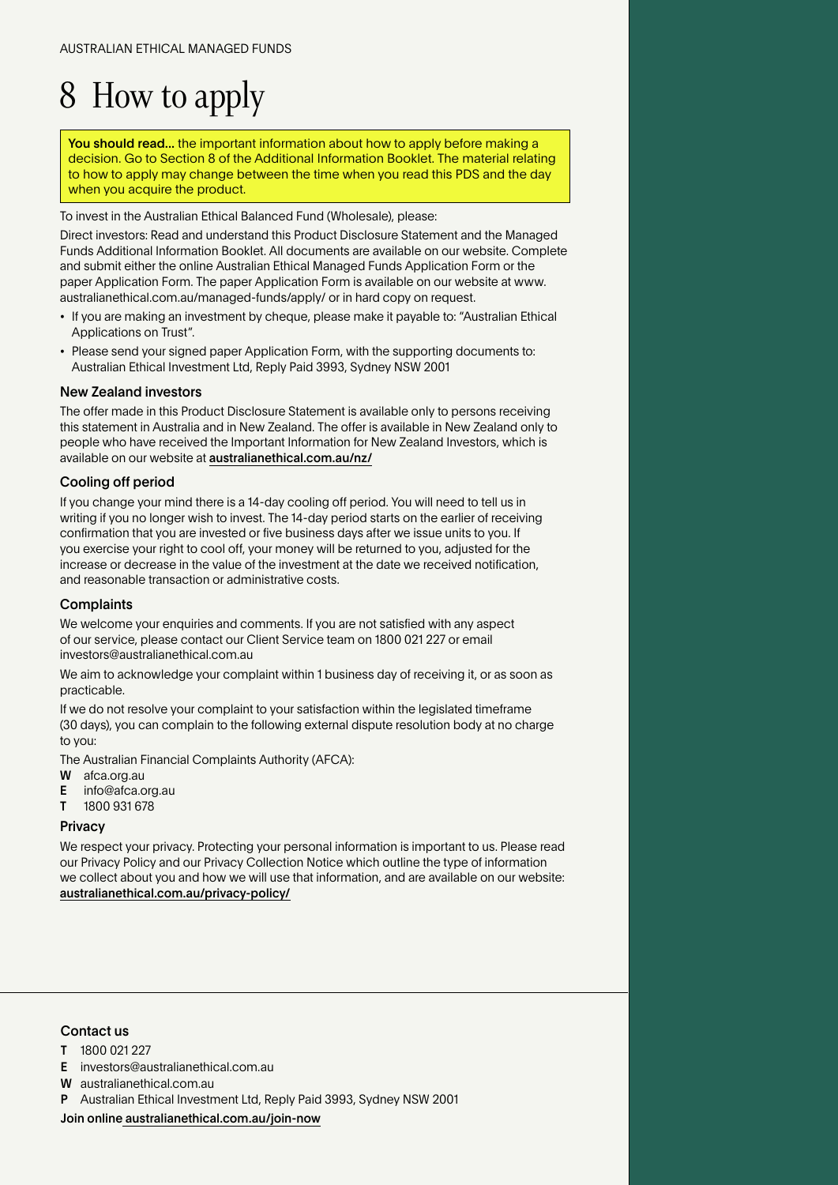# 8 How to apply

**You should read...** the important information about how to apply before making a decision. Go to Section 8 of the Additional Information Booklet. The material relating to how to apply may change between the time when you read this PDS and the day when you acquire the product.

To invest in the Australian Ethical Balanced Fund (Wholesale), please:

Direct investors: Read and understand this Product Disclosure Statement and the Managed Funds Additional Information Booklet. All documents are available on our website. Complete and submit either the online Australian Ethical Managed Funds Application Form or the paper Application Form. The paper Application Form is available on our website at www.australianethical.com.au/managed-funds/apply/ or in hard copy on request.

- If you are making an investment by cheque, please make it payable to: "Australian Ethical Applications on Trust".
- Please send your signed paper Application Form, with the supporting documents to: Australian Ethical Investment Ltd, Reply Paid 3993, Sydney NSW 2001

### New Zealand investors

The offer made in this Product Disclosure Statement is available only to persons receiving this statement in Australia and in New Zealand. The offer is available in New Zealand only to people who have received the Important Information for New Zealand Investors, which is available on our website at **australianethical.com.au/nz/**

### Cooling off period

If you change your mind there is a 14-day cooling off period. You will need to tell us in writing if you no longer wish to invest. The 14-day period starts on the earlier of receiving confirmation that you are invested or five business days after we issue units to you. If you exercise your right to cool off, your money will be returned to you, adjusted for the increase or decrease in the value of the investment at the date we received notification, and reasonable transaction or administrative costs.

### Complaints

We welcome your enquiries and comments. If you are not satisfied with any aspect of our service, please contact our Client Service team on 1800 021 227 or email investors@australianethical.com.au

We aim to acknowledge your complaint within 1 business day of receiving it, or as soon as practicable.

If we do not resolve your complaint to your satisfaction within the legislated timeframe (30 days), you can complain to the following external dispute resolution body at no charge to you:

The Australian Financial Complaints Authority (AFCA):

**W** afca.org.au
**E** info@afca.org.au
**T** 1800 931 678

### Privacy

We respect your privacy. Protecting your personal information is important to us. Please read our Privacy Policy and our Privacy Collection Notice which outline the type of information we collect about you and how we will use that information, and are available on our website: **australianethical.com.au/privacy-policy/**

### Contact us

**T** 1800 021 227
**E** investors@australianethical.com.au
**W** australianethical.com.au
**P** Australian Ethical Investment Ltd, Reply Paid 3993, Sydney NSW 2001

**Join online australianethical.com.au/join-now**